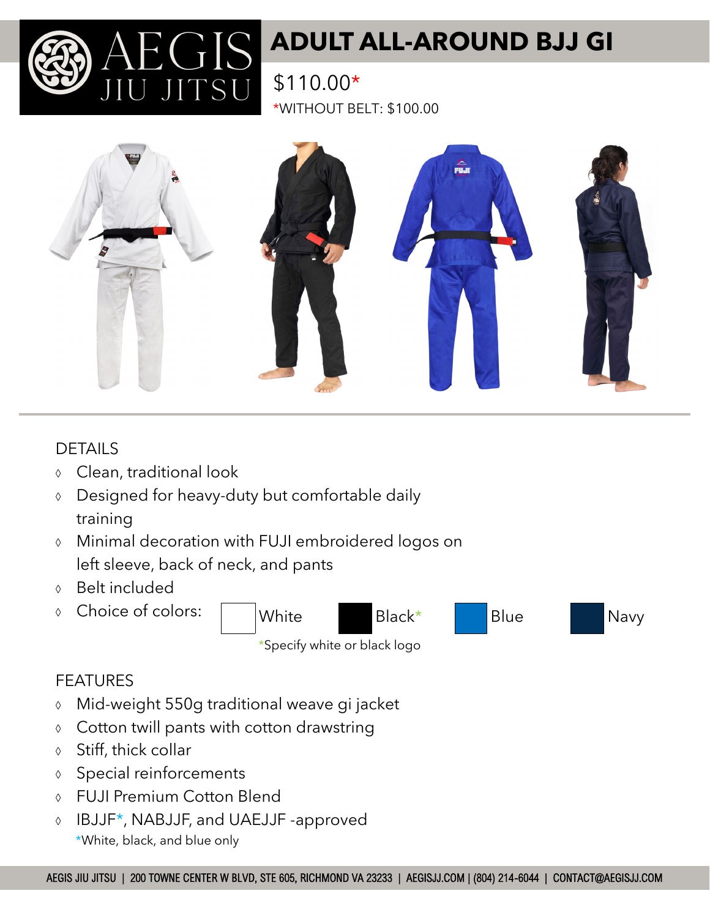AEGIS JIU JITSU

# ADULT ALL-AROUND BJJ GI

$110.00*

*WITHOUT BELT: $100.00

## DETAILS

- Clean, traditional look
- Designed for heavy-duty but comfortable daily training
- Minimal decoration with FUJI embroidered logos on left sleeve, back of neck, and pants
- Belt included
- Choice of colors: White, Black*, Blue, Navy

  *Specify white or black logo

## FEATURES

- Mid-weight 550g traditional weave gi jacket
- Cotton twill pants with cotton drawstring
- Stiff, thick collar
- Special reinforcements
- FUJI Premium Cotton Blend
- IBJJF*, NABJJF, and UAEJJF -approved

  *White, black, and blue only

AEGIS JIU JITSU | 200 TOWNE CENTER W BLVD, STE 605, RICHMOND VA 23233 | AEGISJJ.COM | (804) 214-6044 | CONTACT@AEGISJJ.COM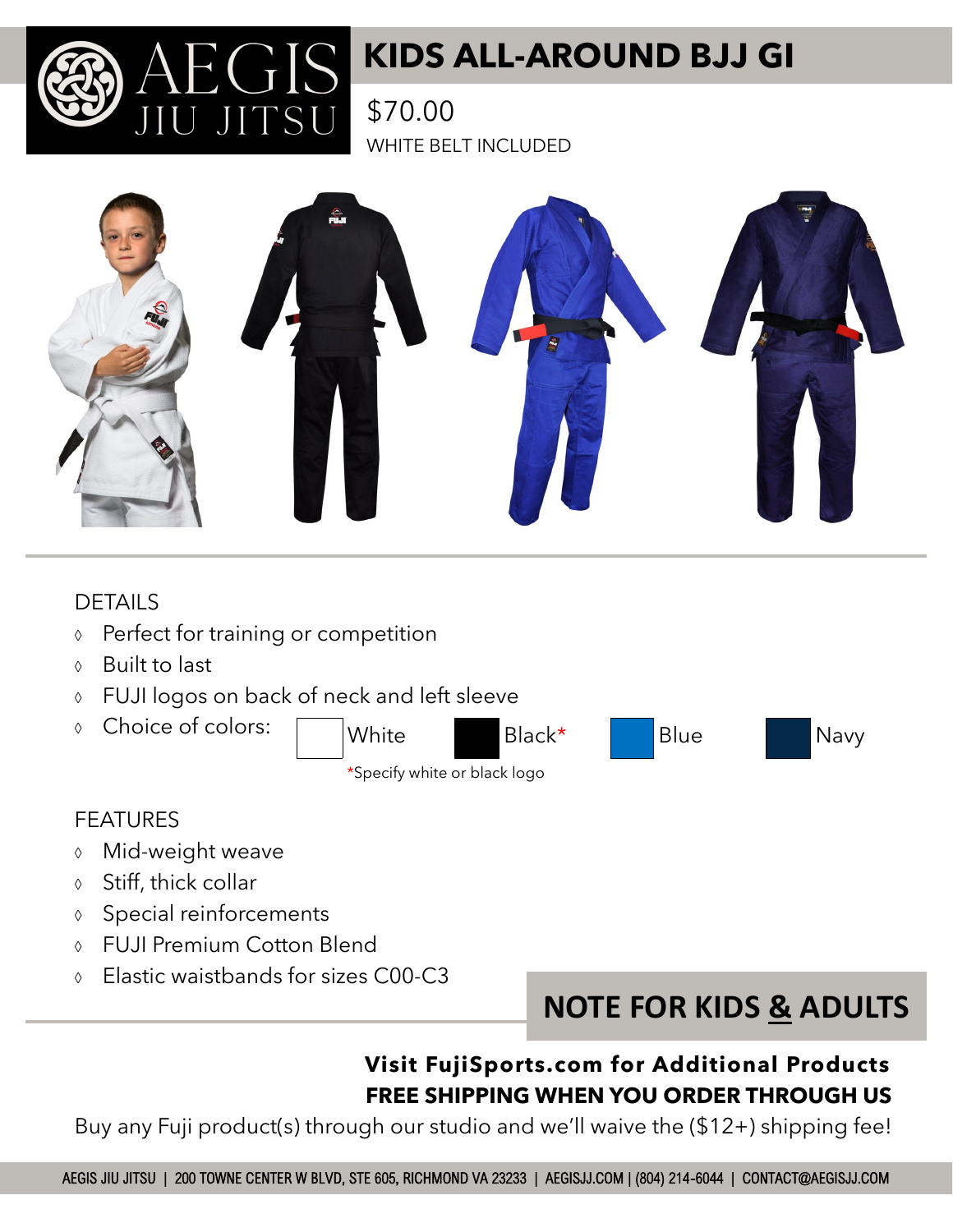# AEGIS JIU JITSU

# KIDS ALL-AROUND BJJ GI

$70.00

WHITE BELT INCLUDED

## DETAILS

- Perfect for training or competition
- Built to last
- FUJI logos on back of neck and left sleeve
- Choice of colors: White, Black*, Blue, Navy

*Specify white or black logo

## FEATURES

- Mid-weight weave
- Stiff, thick collar
- Special reinforcements
- FUJI Premium Cotton Blend
- Elastic waistbands for sizes C00-C3

## NOTE FOR KIDS & ADULTS

**Visit FujiSports.com for Additional Products**

**FREE SHIPPING WHEN YOU ORDER THROUGH US**

Buy any Fuji product(s) through our studio and we'll waive the ($12+) shipping fee!

AEGIS JIU JITSU | 200 TOWNE CENTER W BLVD, STE 605, RICHMOND VA 23233 | AEGISJJ.COM | (804) 214-6044 | CONTACT@AEGISJJ.COM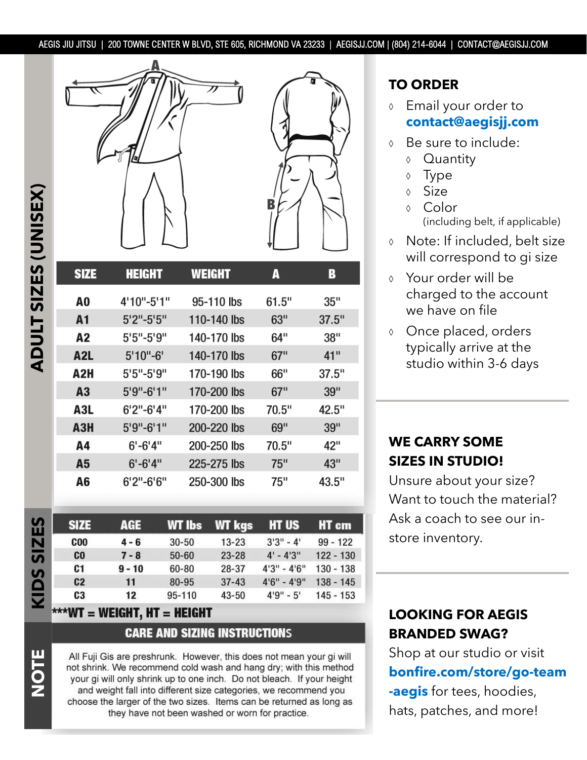AEGIS JIU JITSU | 200 TOWNE CENTER W BLVD, STE 605, RICHMOND VA 23233 | AEGISJJ.COM | (804) 214-6044 | CONTACT@AEGISJJ.COM

## ADULT SIZES (UNISEX)

A

B

| SIZE | HEIGHT | WEIGHT | A | B |
|---|---|---|---|---|
| A0 | 4'10"-5'1" | 95-110 lbs | 61.5" | 35" |
| A1 | 5'2"-5'5" | 110-140 lbs | 63" | 37.5" |
| A2 | 5'5"-5'9" | 140-170 lbs | 64" | 38" |
| A2L | 5'10"-6' | 140-170 lbs | 67" | 41" |
| A2H | 5'5"-5'9" | 170-190 lbs | 66" | 37.5" |
| A3 | 5'9"-6'1" | 170-200 lbs | 67" | 39" |
| A3L | 6'2"-6'4" | 170-200 lbs | 70.5" | 42.5" |
| A3H | 5'9"-6'1" | 200-220 lbs | 69" | 39" |
| A4 | 6'-6'4" | 200-250 lbs | 70.5" | 42" |
| A5 | 6'-6'4" | 225-275 lbs | 75" | 43" |
| A6 | 6'2"-6'6" | 250-300 lbs | 75" | 43.5" |

## KIDS SIZES

| SIZE | AGE | WT lbs | WT kgs | HT US | HT cm |
|---|---|---|---|---|---|
| C00 | 4 - 6 | 30-50 | 13-23 | 3'3" - 4' | 99 - 122 |
| C0 | 7 - 8 | 50-60 | 23-28 | 4' - 4'3" | 122 - 130 |
| C1 | 9 - 10 | 60-80 | 28-37 | 4'3" - 4'6" | 130 - 138 |
| C2 | 11 | 80-95 | 37-43 | 4'6" - 4'9" | 138 - 145 |
| C3 | 12 | 95-110 | 43-50 | 4'9" - 5' | 145 - 153 |

***WT = WEIGHT, HT = HEIGHT

## NOTE

### CARE AND SIZING INSTRUCTIONS

All Fuji Gis are preshrunk. However, this does not mean your gi will not shrink. We recommend cold wash and hang dry; with this method your gi will only shrink up to one inch. Do not bleach. If your height and weight fall into different size categories, we recommend you choose the larger of the two sizes. Items can be returned as long as they have not been washed or worn for practice.

## TO ORDER

- Email your order to **contact@aegisjj.com**
- Be sure to include:
  - Quantity
  - Type
  - Size
  - Color (including belt, if applicable)
- Note: If included, belt size will correspond to gi size
- Your order will be charged to the account we have on file
- Once placed, orders typically arrive at the studio within 3-6 days

## WE CARRY SOME SIZES IN STUDIO!

Unsure about your size? Want to touch the material? Ask a coach to see our in-store inventory.

## LOOKING FOR AEGIS BRANDED SWAG?

Shop at our studio or visit **bonfire.com/store/go-team-aegis** for tees, hoodies, hats, patches, and more!